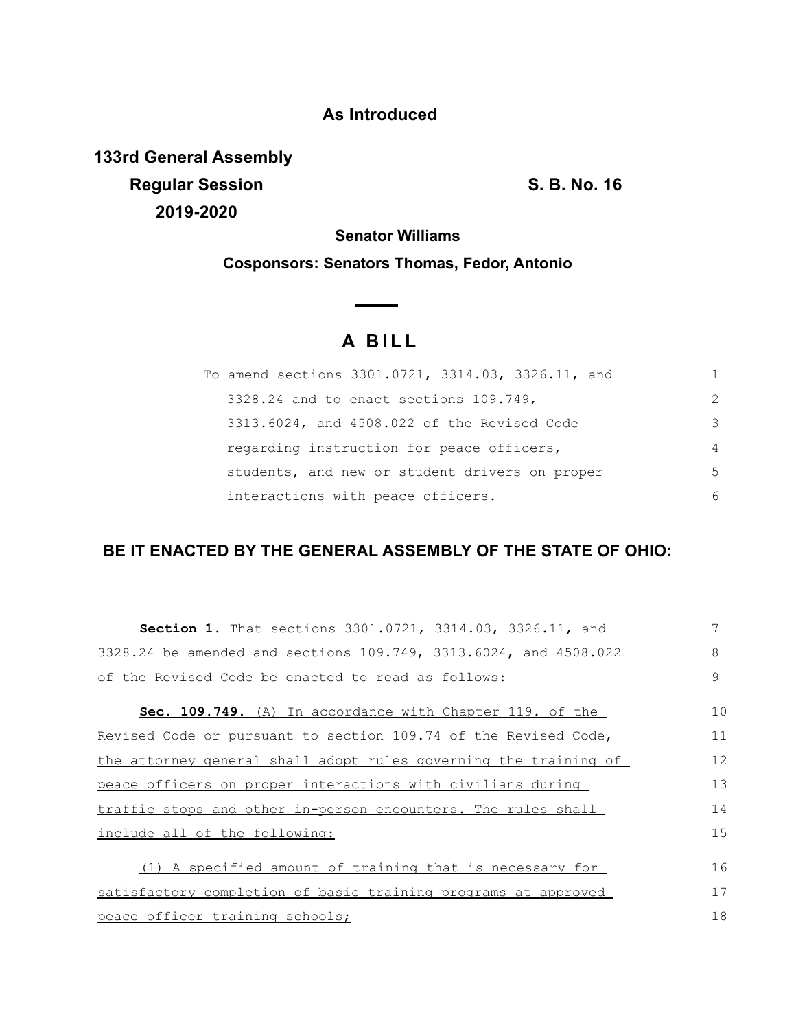**As Introduced**

**133rd General Assembly**
**Regular Session** **S. B. No. 16**
**2019-2020**

**Senator Williams**

**Cosponsors: Senators Thomas, Fedor, Antonio**

# A BILL

To amend sections 3301.0721, 3314.03, 3326.11, and 3328.24 and to enact sections 109.749, 3313.6024, and 4508.022 of the Revised Code regarding instruction for peace officers, students, and new or student drivers on proper interactions with peace officers.

## BE IT ENACTED BY THE GENERAL ASSEMBLY OF THE STATE OF OHIO:

**Section 1.** That sections 3301.0721, 3314.03, 3326.11, and 3328.24 be amended and sections 109.749, 3313.6024, and 4508.022 of the Revised Code be enacted to read as follows:

**Sec. 109.749.** (A) In accordance with Chapter 119. of the Revised Code or pursuant to section 109.74 of the Revised Code, the attorney general shall adopt rules governing the training of peace officers on proper interactions with civilians during traffic stops and other in-person encounters. The rules shall include all of the following:

(1) A specified amount of training that is necessary for satisfactory completion of basic training programs at approved peace officer training schools;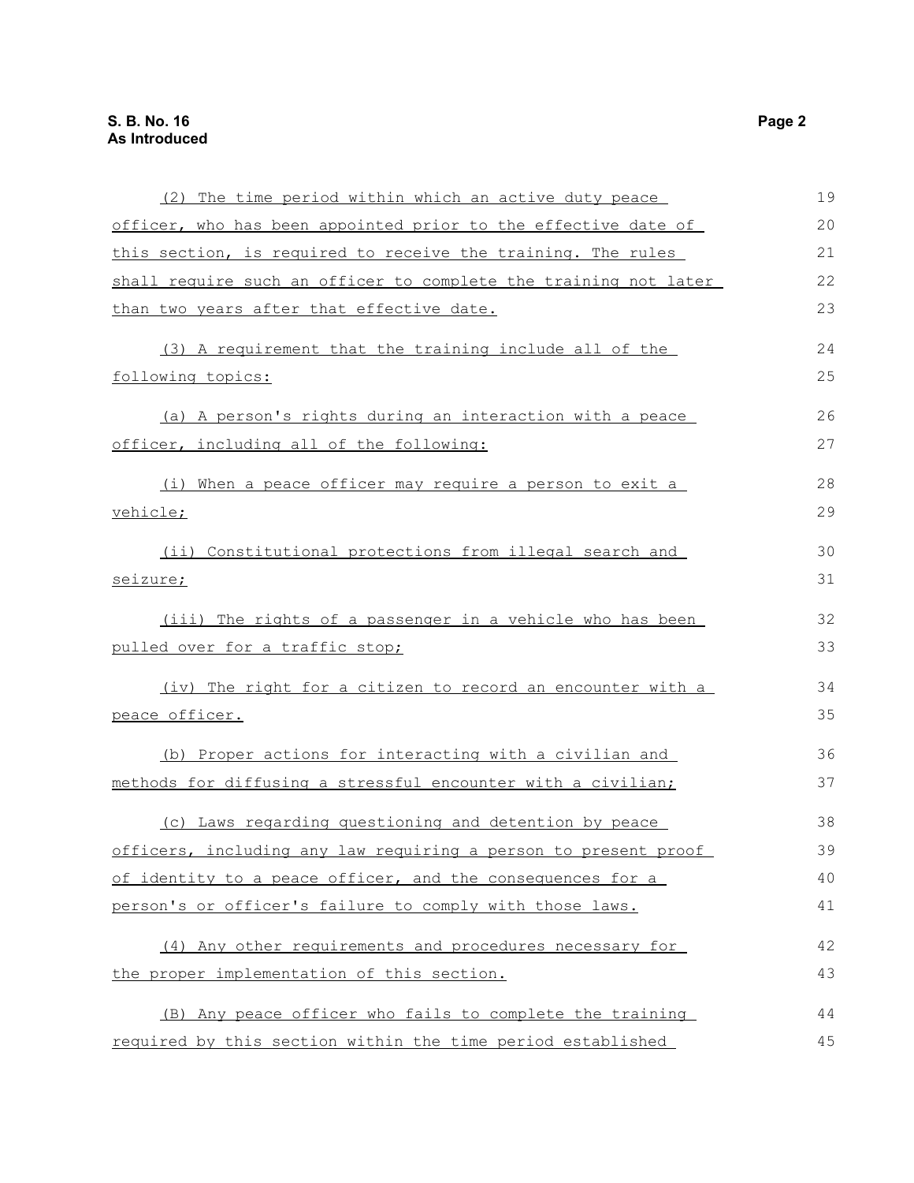(2) The time period within which an active duty peace officer, who has been appointed prior to the effective date of this section, is required to receive the training. The rules shall require such an officer to complete the training not later than two years after that effective date.

(3) A requirement that the training include all of the following topics:

(a) A person's rights during an interaction with a peace officer, including all of the following:

(i) When a peace officer may require a person to exit a vehicle;

(ii) Constitutional protections from illegal search and seizure;

(iii) The rights of a passenger in a vehicle who has been pulled over for a traffic stop;

(iv) The right for a citizen to record an encounter with a peace officer.

(b) Proper actions for interacting with a civilian and methods for diffusing a stressful encounter with a civilian;

(c) Laws regarding questioning and detention by peace officers, including any law requiring a person to present proof of identity to a peace officer, and the consequences for a person's or officer's failure to comply with those laws.

(4) Any other requirements and procedures necessary for the proper implementation of this section.

(B) Any peace officer who fails to complete the training required by this section within the time period established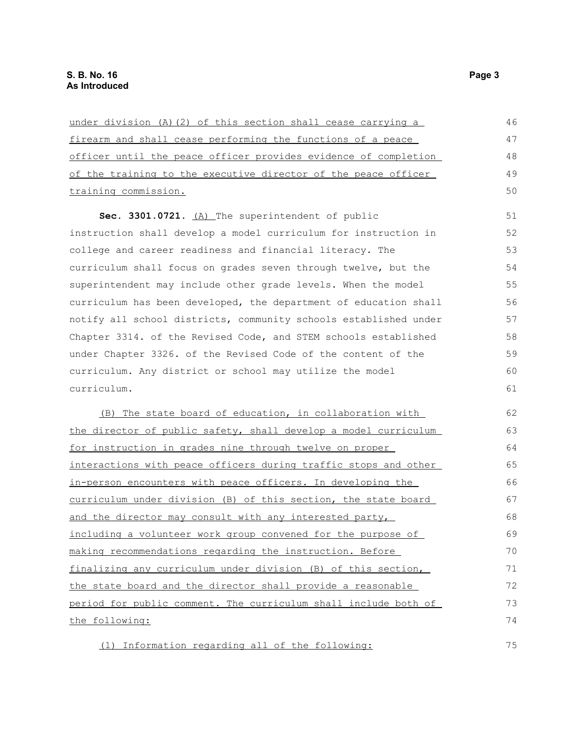under division (A)(2) of this section shall cease carrying a firearm and shall cease performing the functions of a peace officer until the peace officer provides evidence of completion of the training to the executive director of the peace officer training commission.

**Sec. 3301.0721.** (A) The superintendent of public instruction shall develop a model curriculum for instruction in college and career readiness and financial literacy. The curriculum shall focus on grades seven through twelve, but the superintendent may include other grade levels. When the model curriculum has been developed, the department of education shall notify all school districts, community schools established under Chapter 3314. of the Revised Code, and STEM schools established under Chapter 3326. of the Revised Code of the content of the curriculum. Any district or school may utilize the model curriculum.

(B) The state board of education, in collaboration with the director of public safety, shall develop a model curriculum for instruction in grades nine through twelve on proper interactions with peace officers during traffic stops and other in-person encounters with peace officers. In developing the curriculum under division (B) of this section, the state board and the director may consult with any interested party, including a volunteer work group convened for the purpose of making recommendations regarding the instruction. Before finalizing any curriculum under division (B) of this section, the state board and the director shall provide a reasonable period for public comment. The curriculum shall include both of the following:

(1) Information regarding all of the following: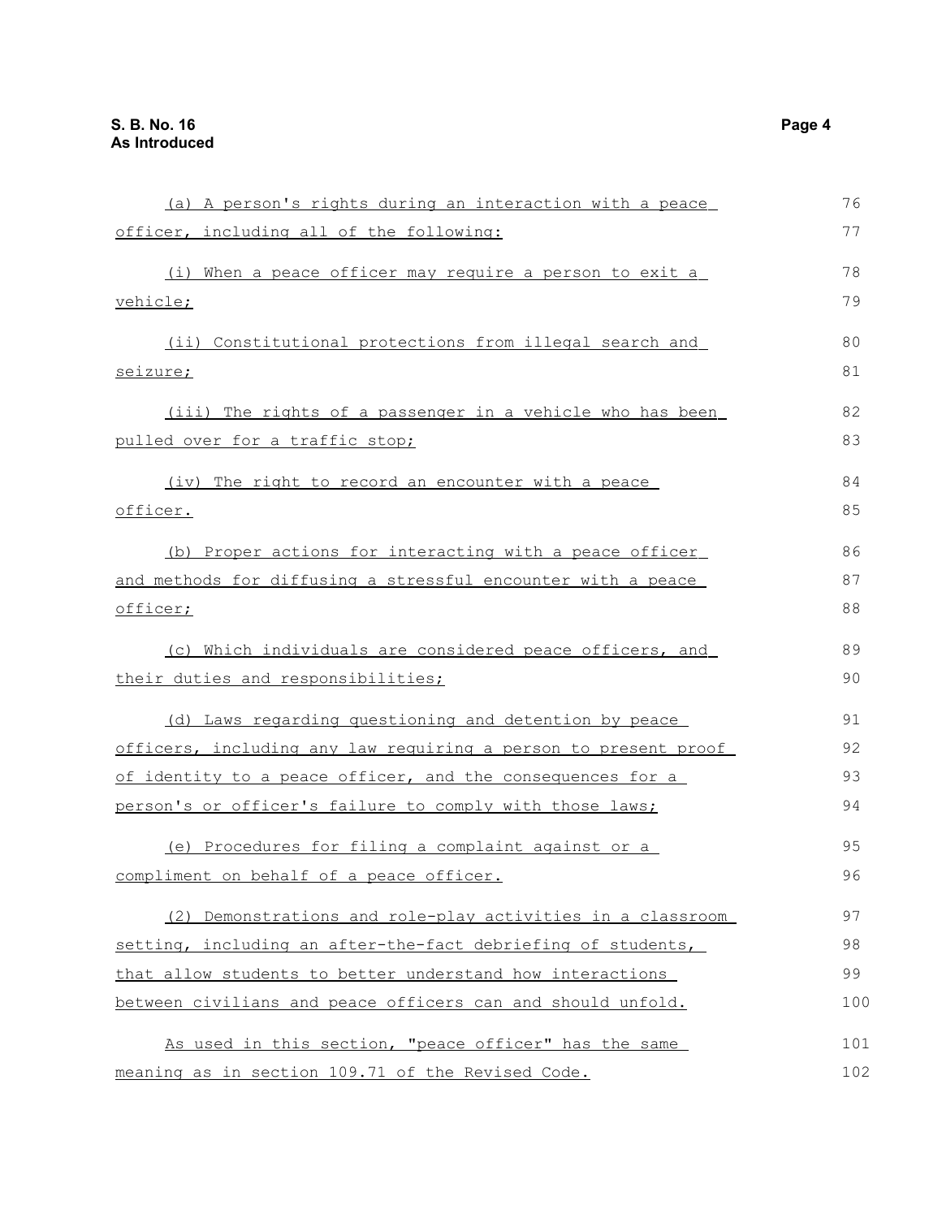(a) A person's rights during an interaction with a peace officer, including all of the following:

(i) When a peace officer may require a person to exit a vehicle;

(ii) Constitutional protections from illegal search and seizure;

(iii) The rights of a passenger in a vehicle who has been pulled over for a traffic stop;

(iv) The right to record an encounter with a peace officer.

(b) Proper actions for interacting with a peace officer and methods for diffusing a stressful encounter with a peace officer;

(c) Which individuals are considered peace officers, and their duties and responsibilities;

(d) Laws regarding questioning and detention by peace officers, including any law requiring a person to present proof of identity to a peace officer, and the consequences for a person's or officer's failure to comply with those laws;

(e) Procedures for filing a complaint against or a compliment on behalf of a peace officer.

(2) Demonstrations and role-play activities in a classroom setting, including an after-the-fact debriefing of students, that allow students to better understand how interactions between civilians and peace officers can and should unfold.

As used in this section, "peace officer" has the same meaning as in section 109.71 of the Revised Code.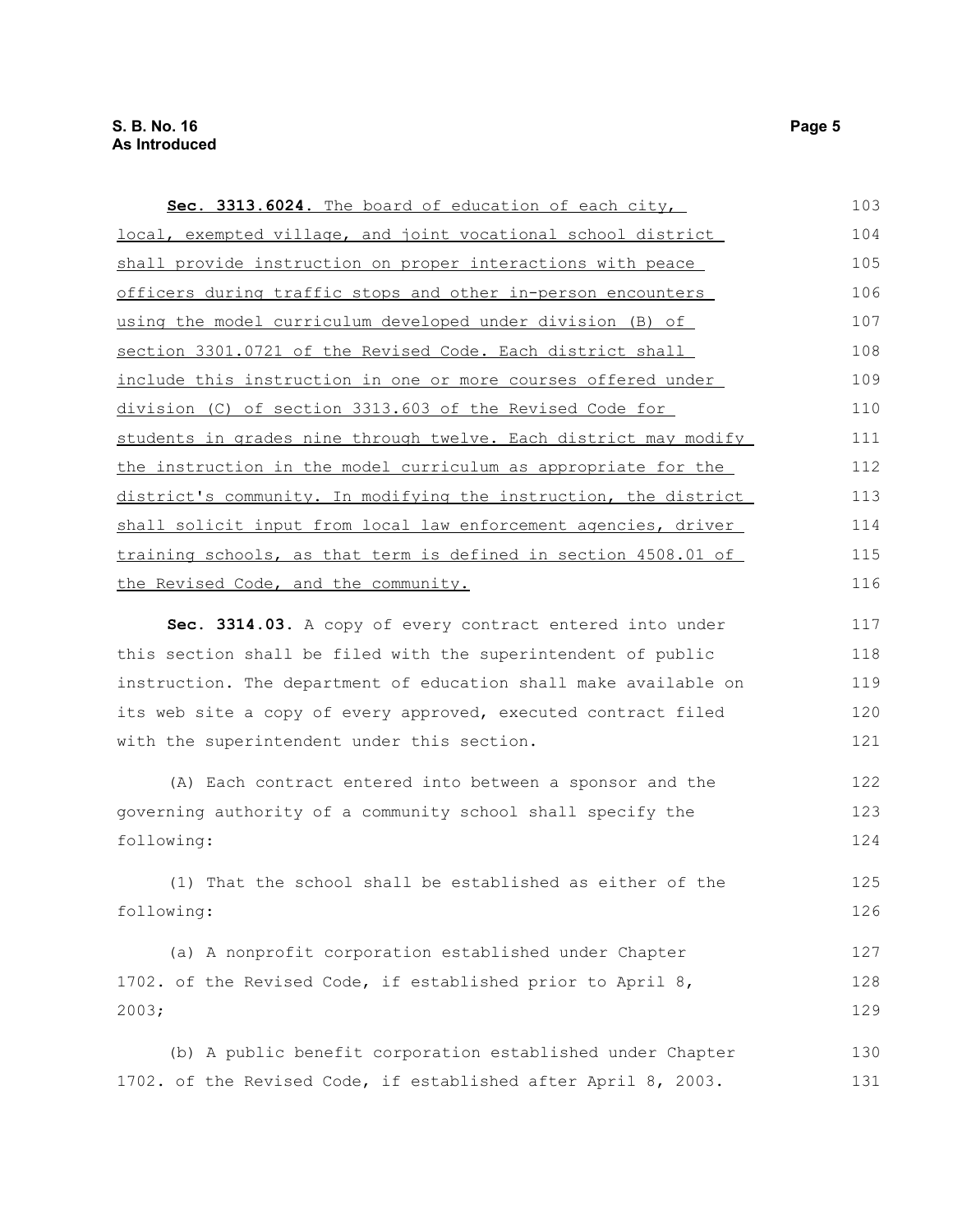**Sec. 3313.6024.** The board of education of each city, local, exempted village, and joint vocational school district shall provide instruction on proper interactions with peace officers during traffic stops and other in-person encounters using the model curriculum developed under division (B) of section 3301.0721 of the Revised Code. Each district shall include this instruction in one or more courses offered under division (C) of section 3313.603 of the Revised Code for students in grades nine through twelve. Each district may modify the instruction in the model curriculum as appropriate for the district's community. In modifying the instruction, the district shall solicit input from local law enforcement agencies, driver training schools, as that term is defined in section 4508.01 of the Revised Code, and the community.

**Sec. 3314.03.** A copy of every contract entered into under this section shall be filed with the superintendent of public instruction. The department of education shall make available on its web site a copy of every approved, executed contract filed with the superintendent under this section.

(A) Each contract entered into between a sponsor and the governing authority of a community school shall specify the following:

(1) That the school shall be established as either of the following:

(a) A nonprofit corporation established under Chapter 1702. of the Revised Code, if established prior to April 8, 2003;

(b) A public benefit corporation established under Chapter 1702. of the Revised Code, if established after April 8, 2003.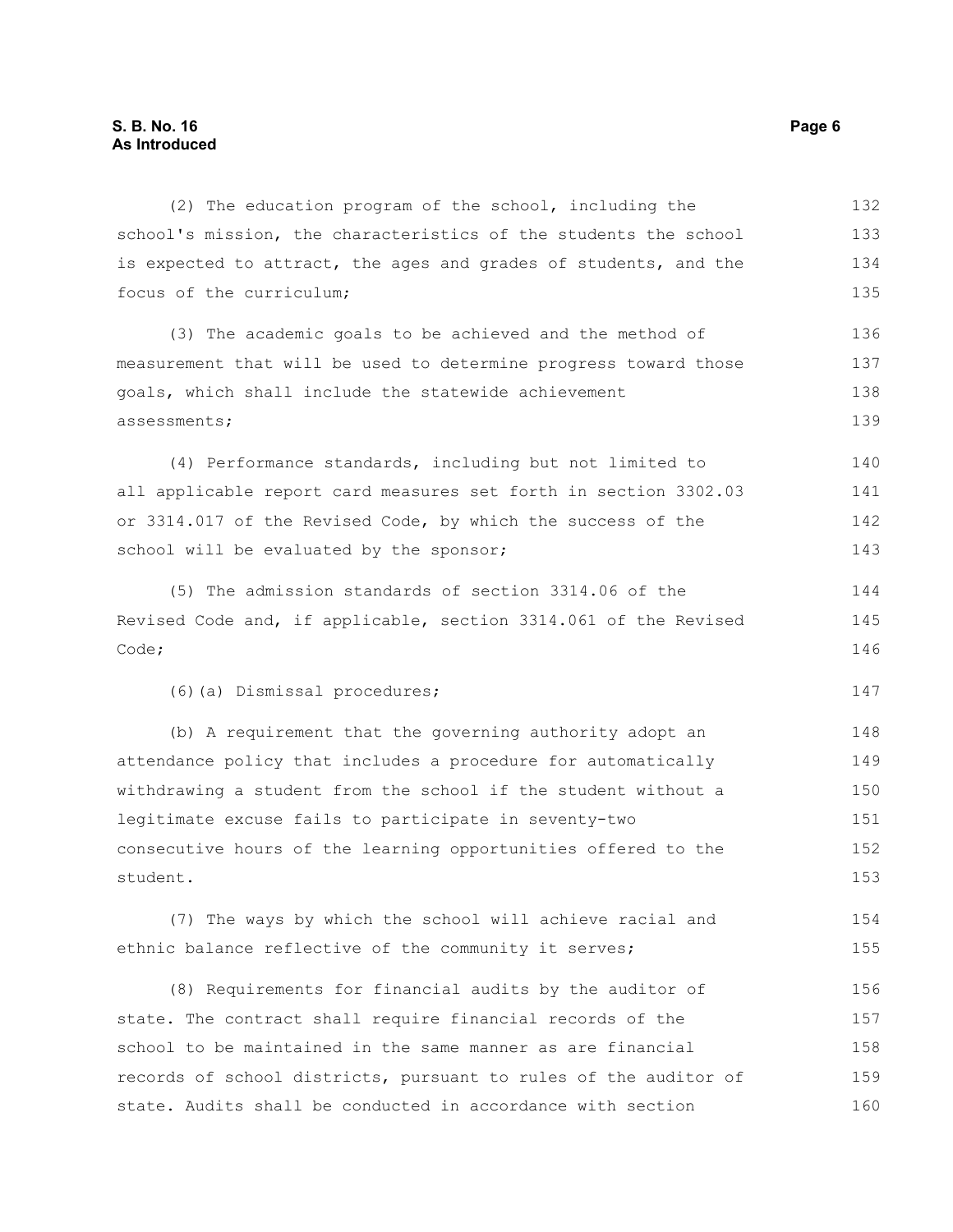(2) The education program of the school, including the school's mission, the characteristics of the students the school is expected to attract, the ages and grades of students, and the focus of the curriculum;

(3) The academic goals to be achieved and the method of measurement that will be used to determine progress toward those goals, which shall include the statewide achievement assessments;

(4) Performance standards, including but not limited to all applicable report card measures set forth in section 3302.03 or 3314.017 of the Revised Code, by which the success of the school will be evaluated by the sponsor;

(5) The admission standards of section 3314.06 of the Revised Code and, if applicable, section 3314.061 of the Revised Code;

(6)(a) Dismissal procedures;

(b) A requirement that the governing authority adopt an attendance policy that includes a procedure for automatically withdrawing a student from the school if the student without a legitimate excuse fails to participate in seventy-two consecutive hours of the learning opportunities offered to the student.

(7) The ways by which the school will achieve racial and ethnic balance reflective of the community it serves;

(8) Requirements for financial audits by the auditor of state. The contract shall require financial records of the school to be maintained in the same manner as are financial records of school districts, pursuant to rules of the auditor of state. Audits shall be conducted in accordance with section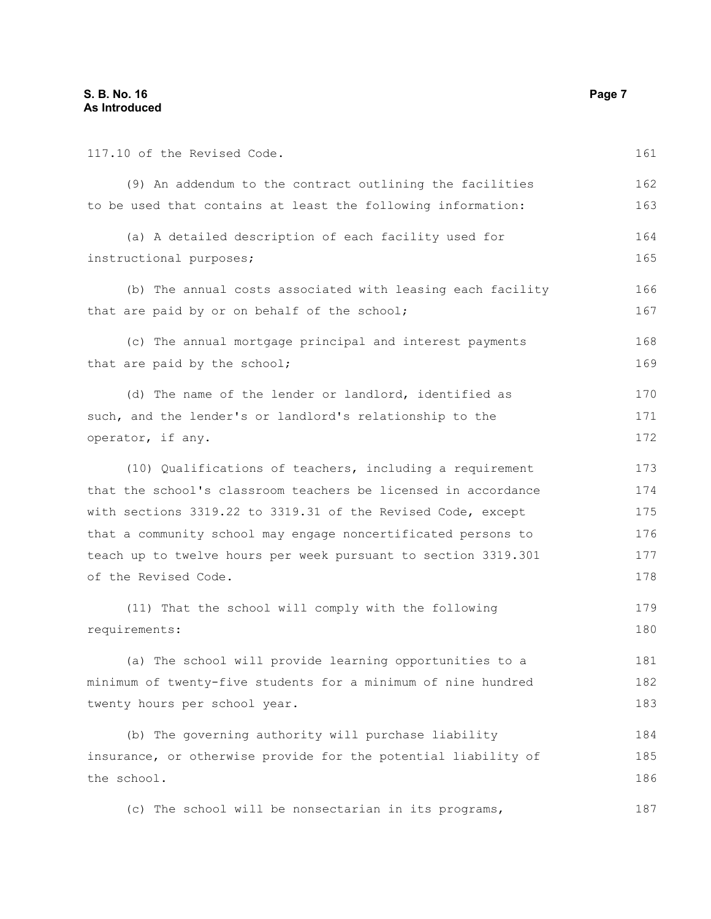117.10 of the Revised Code.

(9) An addendum to the contract outlining the facilities to be used that contains at least the following information:

(a) A detailed description of each facility used for instructional purposes;

(b) The annual costs associated with leasing each facility that are paid by or on behalf of the school;

(c) The annual mortgage principal and interest payments that are paid by the school;

(d) The name of the lender or landlord, identified as such, and the lender's or landlord's relationship to the operator, if any.

(10) Qualifications of teachers, including a requirement that the school's classroom teachers be licensed in accordance with sections 3319.22 to 3319.31 of the Revised Code, except that a community school may engage noncertificated persons to teach up to twelve hours per week pursuant to section 3319.301 of the Revised Code.

(11) That the school will comply with the following requirements:

(a) The school will provide learning opportunities to a minimum of twenty-five students for a minimum of nine hundred twenty hours per school year.

(b) The governing authority will purchase liability insurance, or otherwise provide for the potential liability of the school.

(c) The school will be nonsectarian in its programs,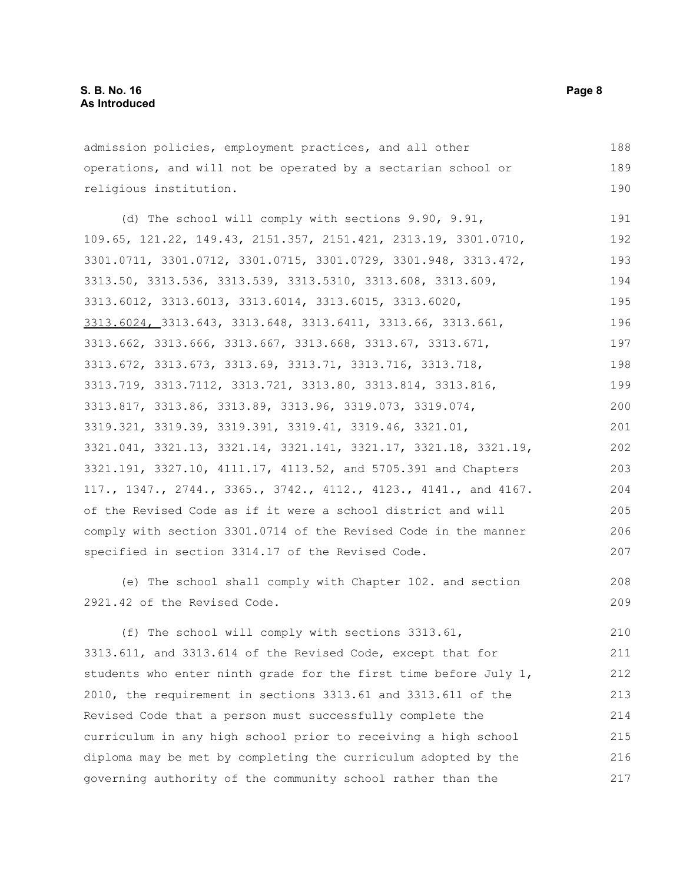admission policies, employment practices, and all other operations, and will not be operated by a sectarian school or religious institution.

(d) The school will comply with sections 9.90, 9.91, 109.65, 121.22, 149.43, 2151.357, 2151.421, 2313.19, 3301.0710, 3301.0711, 3301.0712, 3301.0715, 3301.0729, 3301.948, 3313.472, 3313.50, 3313.536, 3313.539, 3313.5310, 3313.608, 3313.609, 3313.6012, 3313.6013, 3313.6014, 3313.6015, 3313.6020, <u>3313.6024,</u> 3313.643, 3313.648, 3313.6411, 3313.66, 3313.661, 3313.662, 3313.666, 3313.667, 3313.668, 3313.67, 3313.671, 3313.672, 3313.673, 3313.69, 3313.71, 3313.716, 3313.718, 3313.719, 3313.7112, 3313.721, 3313.80, 3313.814, 3313.816, 3313.817, 3313.86, 3313.89, 3313.96, 3319.073, 3319.074, 3319.321, 3319.39, 3319.391, 3319.41, 3319.46, 3321.01, 3321.041, 3321.13, 3321.14, 3321.141, 3321.17, 3321.18, 3321.19, 3321.191, 3327.10, 4111.17, 4113.52, and 5705.391 and Chapters 117., 1347., 2744., 3365., 3742., 4112., 4123., 4141., and 4167. of the Revised Code as if it were a school district and will comply with section 3301.0714 of the Revised Code in the manner specified in section 3314.17 of the Revised Code.

(e) The school shall comply with Chapter 102. and section 2921.42 of the Revised Code.

(f) The school will comply with sections 3313.61, 3313.611, and 3313.614 of the Revised Code, except that for students who enter ninth grade for the first time before July 1, 2010, the requirement in sections 3313.61 and 3313.611 of the Revised Code that a person must successfully complete the curriculum in any high school prior to receiving a high school diploma may be met by completing the curriculum adopted by the governing authority of the community school rather than the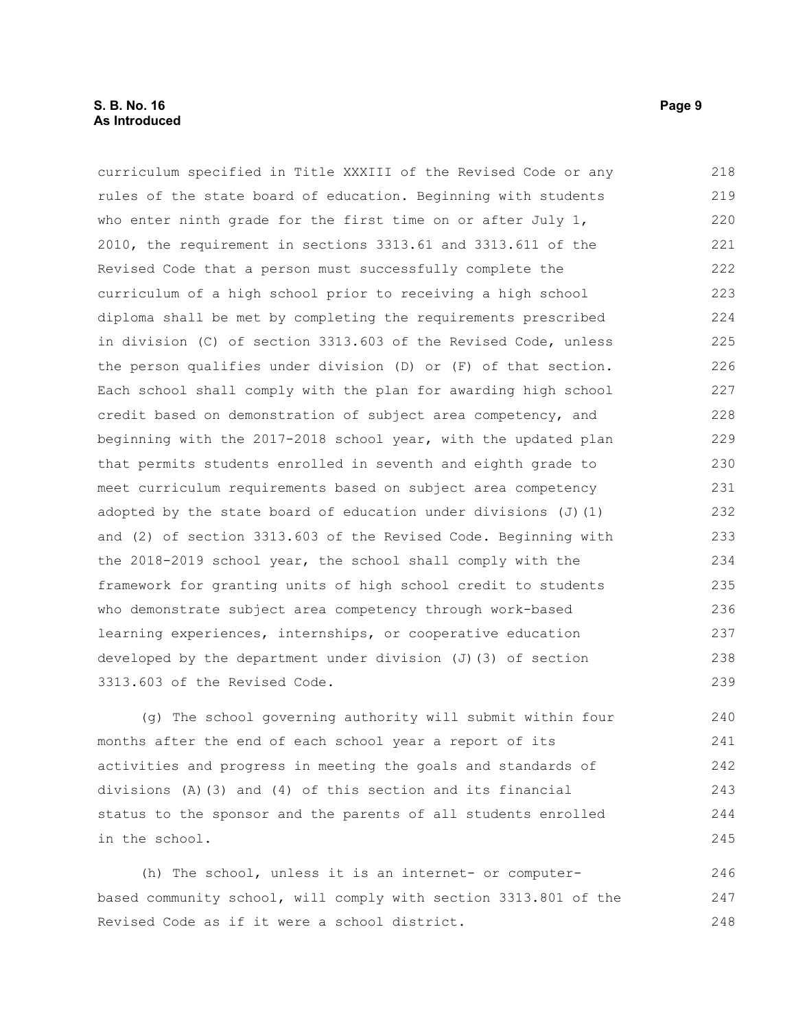curriculum specified in Title XXXIII of the Revised Code or any rules of the state board of education. Beginning with students who enter ninth grade for the first time on or after July 1, 2010, the requirement in sections 3313.61 and 3313.611 of the Revised Code that a person must successfully complete the curriculum of a high school prior to receiving a high school diploma shall be met by completing the requirements prescribed in division (C) of section 3313.603 of the Revised Code, unless the person qualifies under division (D) or (F) of that section. Each school shall comply with the plan for awarding high school credit based on demonstration of subject area competency, and beginning with the 2017-2018 school year, with the updated plan that permits students enrolled in seventh and eighth grade to meet curriculum requirements based on subject area competency adopted by the state board of education under divisions (J)(1) and (2) of section 3313.603 of the Revised Code. Beginning with the 2018-2019 school year, the school shall comply with the framework for granting units of high school credit to students who demonstrate subject area competency through work-based learning experiences, internships, or cooperative education developed by the department under division (J)(3) of section 3313.603 of the Revised Code.

(g) The school governing authority will submit within four months after the end of each school year a report of its activities and progress in meeting the goals and standards of divisions (A)(3) and (4) of this section and its financial status to the sponsor and the parents of all students enrolled in the school.

(h) The school, unless it is an internet- or computer-based community school, will comply with section 3313.801 of the Revised Code as if it were a school district.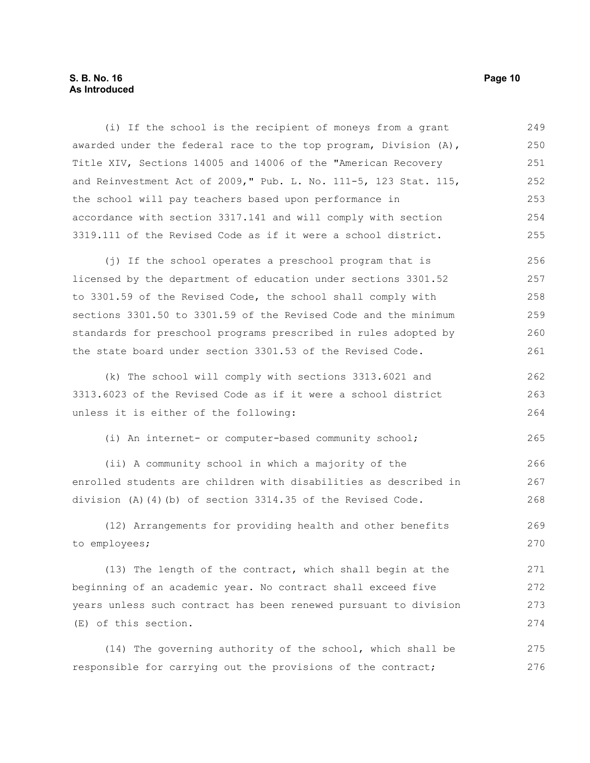(i) If the school is the recipient of moneys from a grant awarded under the federal race to the top program, Division (A), Title XIV, Sections 14005 and 14006 of the "American Recovery and Reinvestment Act of 2009," Pub. L. No. 111-5, 123 Stat. 115, the school will pay teachers based upon performance in accordance with section 3317.141 and will comply with section 3319.111 of the Revised Code as if it were a school district.

(j) If the school operates a preschool program that is licensed by the department of education under sections 3301.52 to 3301.59 of the Revised Code, the school shall comply with sections 3301.50 to 3301.59 of the Revised Code and the minimum standards for preschool programs prescribed in rules adopted by the state board under section 3301.53 of the Revised Code.

(k) The school will comply with sections 3313.6021 and 3313.6023 of the Revised Code as if it were a school district unless it is either of the following:

(i) An internet- or computer-based community school;

(ii) A community school in which a majority of the enrolled students are children with disabilities as described in division (A)(4)(b) of section 3314.35 of the Revised Code.

(12) Arrangements for providing health and other benefits to employees;

(13) The length of the contract, which shall begin at the beginning of an academic year. No contract shall exceed five years unless such contract has been renewed pursuant to division (E) of this section.

(14) The governing authority of the school, which shall be responsible for carrying out the provisions of the contract;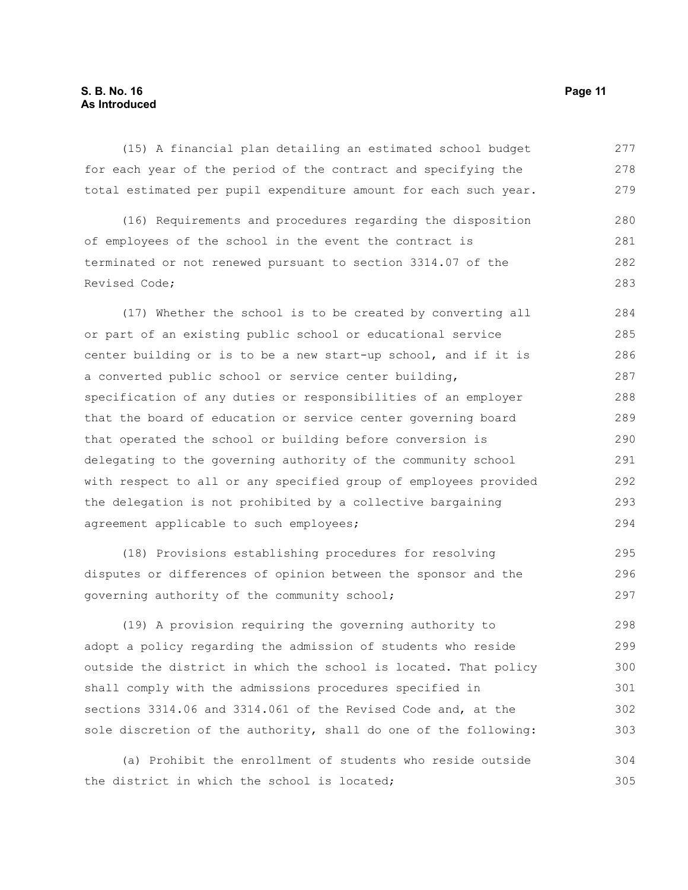(15) A financial plan detailing an estimated school budget for each year of the period of the contract and specifying the total estimated per pupil expenditure amount for each such year.

(16) Requirements and procedures regarding the disposition of employees of the school in the event the contract is terminated or not renewed pursuant to section 3314.07 of the Revised Code;

(17) Whether the school is to be created by converting all or part of an existing public school or educational service center building or is to be a new start-up school, and if it is a converted public school or service center building, specification of any duties or responsibilities of an employer that the board of education or service center governing board that operated the school or building before conversion is delegating to the governing authority of the community school with respect to all or any specified group of employees provided the delegation is not prohibited by a collective bargaining agreement applicable to such employees;

(18) Provisions establishing procedures for resolving disputes or differences of opinion between the sponsor and the governing authority of the community school;

(19) A provision requiring the governing authority to adopt a policy regarding the admission of students who reside outside the district in which the school is located. That policy shall comply with the admissions procedures specified in sections 3314.06 and 3314.061 of the Revised Code and, at the sole discretion of the authority, shall do one of the following:

(a) Prohibit the enrollment of students who reside outside the district in which the school is located;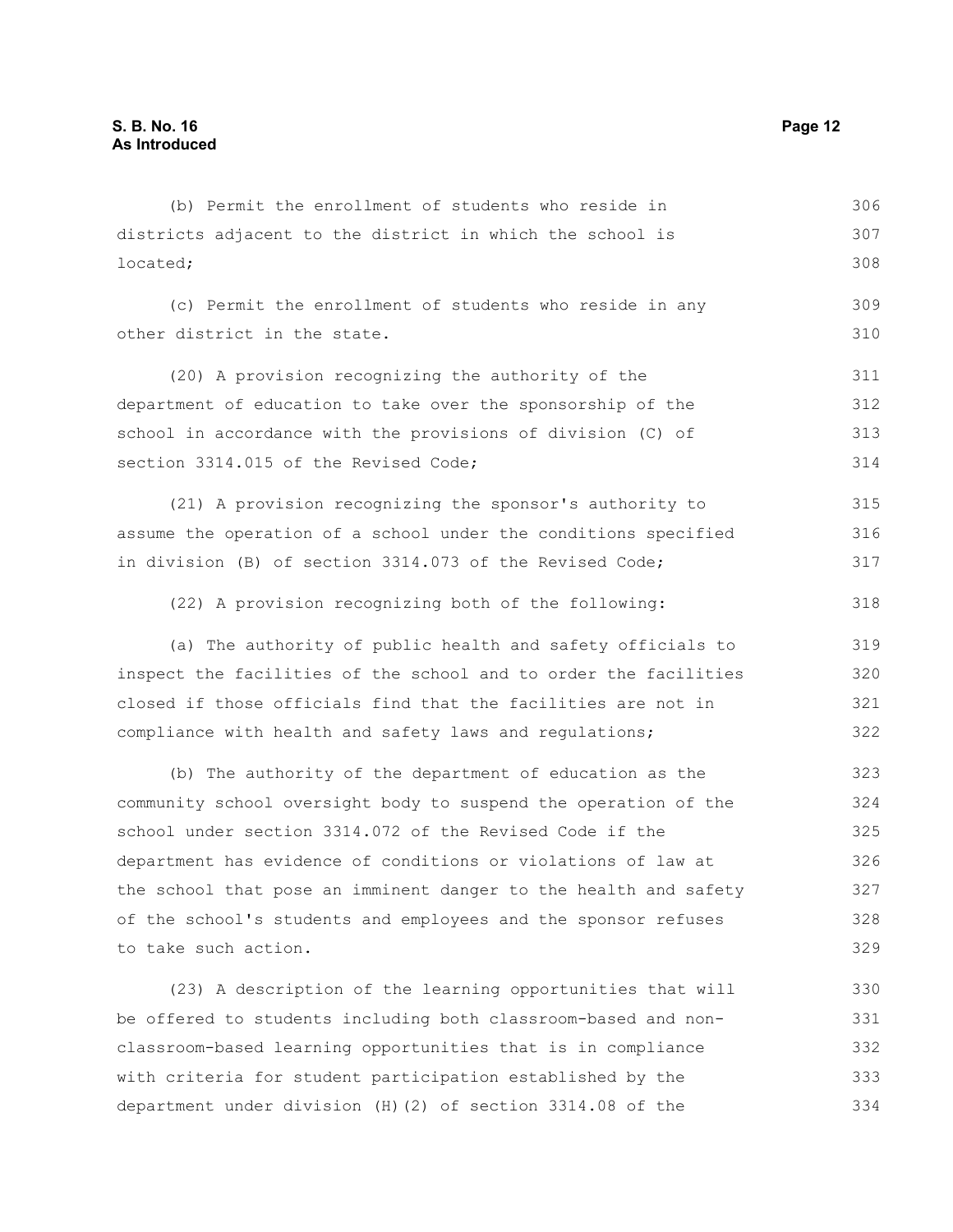(b) Permit the enrollment of students who reside in districts adjacent to the district in which the school is located;

(c) Permit the enrollment of students who reside in any other district in the state.

(20) A provision recognizing the authority of the department of education to take over the sponsorship of the school in accordance with the provisions of division (C) of section 3314.015 of the Revised Code;

(21) A provision recognizing the sponsor's authority to assume the operation of a school under the conditions specified in division (B) of section 3314.073 of the Revised Code;

(22) A provision recognizing both of the following:

(a) The authority of public health and safety officials to inspect the facilities of the school and to order the facilities closed if those officials find that the facilities are not in compliance with health and safety laws and regulations;

(b) The authority of the department of education as the community school oversight body to suspend the operation of the school under section 3314.072 of the Revised Code if the department has evidence of conditions or violations of law at the school that pose an imminent danger to the health and safety of the school's students and employees and the sponsor refuses to take such action.

(23) A description of the learning opportunities that will be offered to students including both classroom-based and non-classroom-based learning opportunities that is in compliance with criteria for student participation established by the department under division (H)(2) of section 3314.08 of the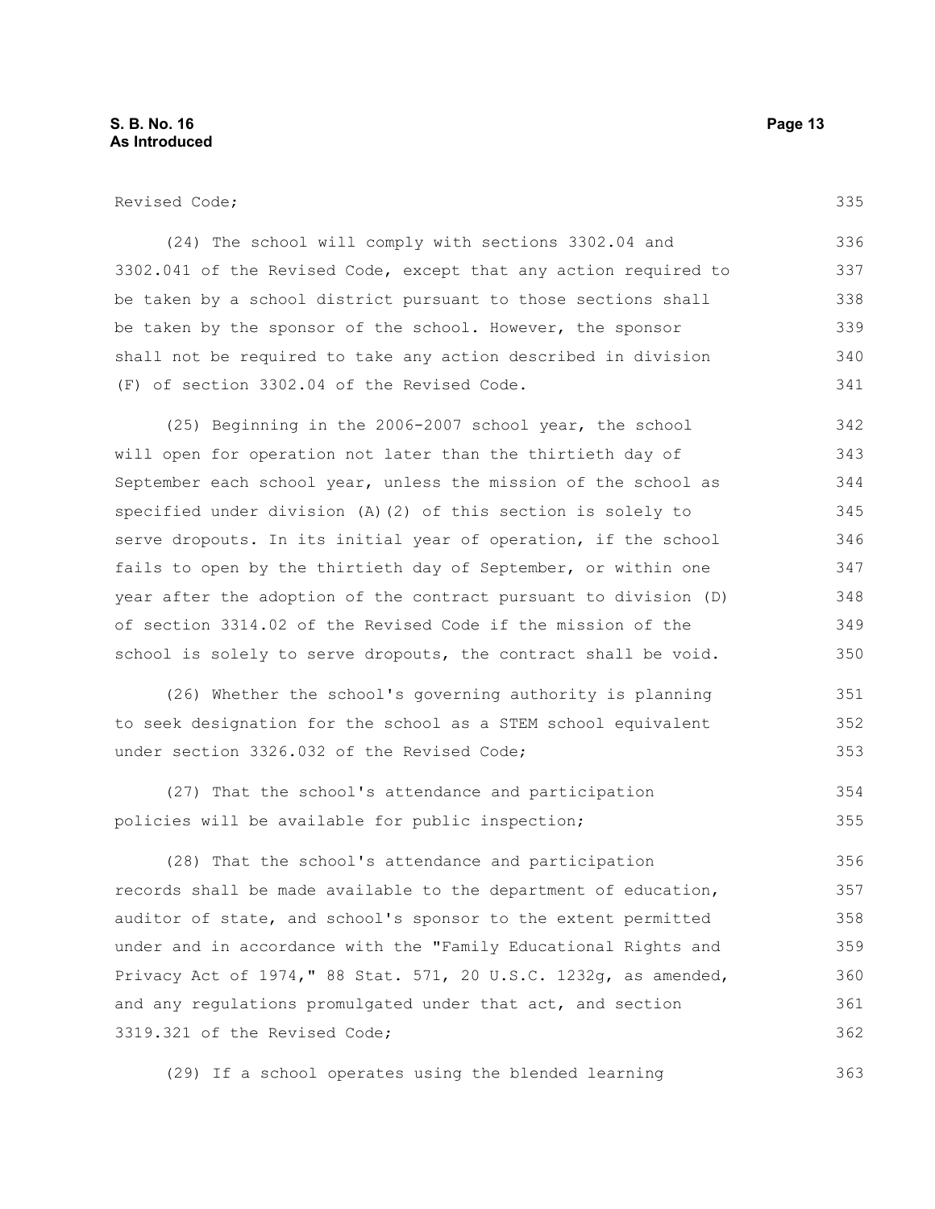Revised Code;

(24) The school will comply with sections 3302.04 and 3302.041 of the Revised Code, except that any action required to be taken by a school district pursuant to those sections shall be taken by the sponsor of the school. However, the sponsor shall not be required to take any action described in division (F) of section 3302.04 of the Revised Code.

(25) Beginning in the 2006-2007 school year, the school will open for operation not later than the thirtieth day of September each school year, unless the mission of the school as specified under division (A)(2) of this section is solely to serve dropouts. In its initial year of operation, if the school fails to open by the thirtieth day of September, or within one year after the adoption of the contract pursuant to division (D) of section 3314.02 of the Revised Code if the mission of the school is solely to serve dropouts, the contract shall be void.

(26) Whether the school's governing authority is planning to seek designation for the school as a STEM school equivalent under section 3326.032 of the Revised Code;

(27) That the school's attendance and participation policies will be available for public inspection;

(28) That the school's attendance and participation records shall be made available to the department of education, auditor of state, and school's sponsor to the extent permitted under and in accordance with the "Family Educational Rights and Privacy Act of 1974," 88 Stat. 571, 20 U.S.C. 1232g, as amended, and any regulations promulgated under that act, and section 3319.321 of the Revised Code;

(29) If a school operates using the blended learning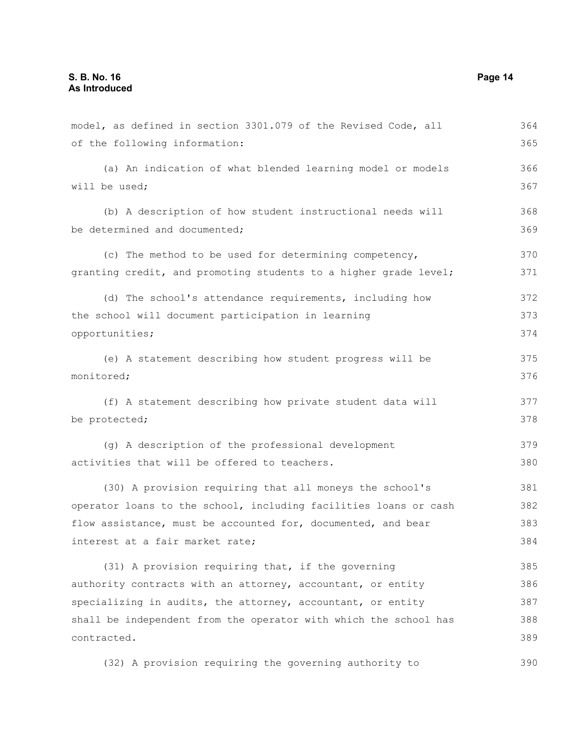model, as defined in section 3301.079 of the Revised Code, all of the following information:

(a) An indication of what blended learning model or models will be used;

(b) A description of how student instructional needs will be determined and documented;

(c) The method to be used for determining competency, granting credit, and promoting students to a higher grade level;

(d) The school's attendance requirements, including how the school will document participation in learning opportunities;

(e) A statement describing how student progress will be monitored;

(f) A statement describing how private student data will be protected;

(g) A description of the professional development activities that will be offered to teachers.

(30) A provision requiring that all moneys the school's operator loans to the school, including facilities loans or cash flow assistance, must be accounted for, documented, and bear interest at a fair market rate;

(31) A provision requiring that, if the governing authority contracts with an attorney, accountant, or entity specializing in audits, the attorney, accountant, or entity shall be independent from the operator with which the school has contracted.

(32) A provision requiring the governing authority to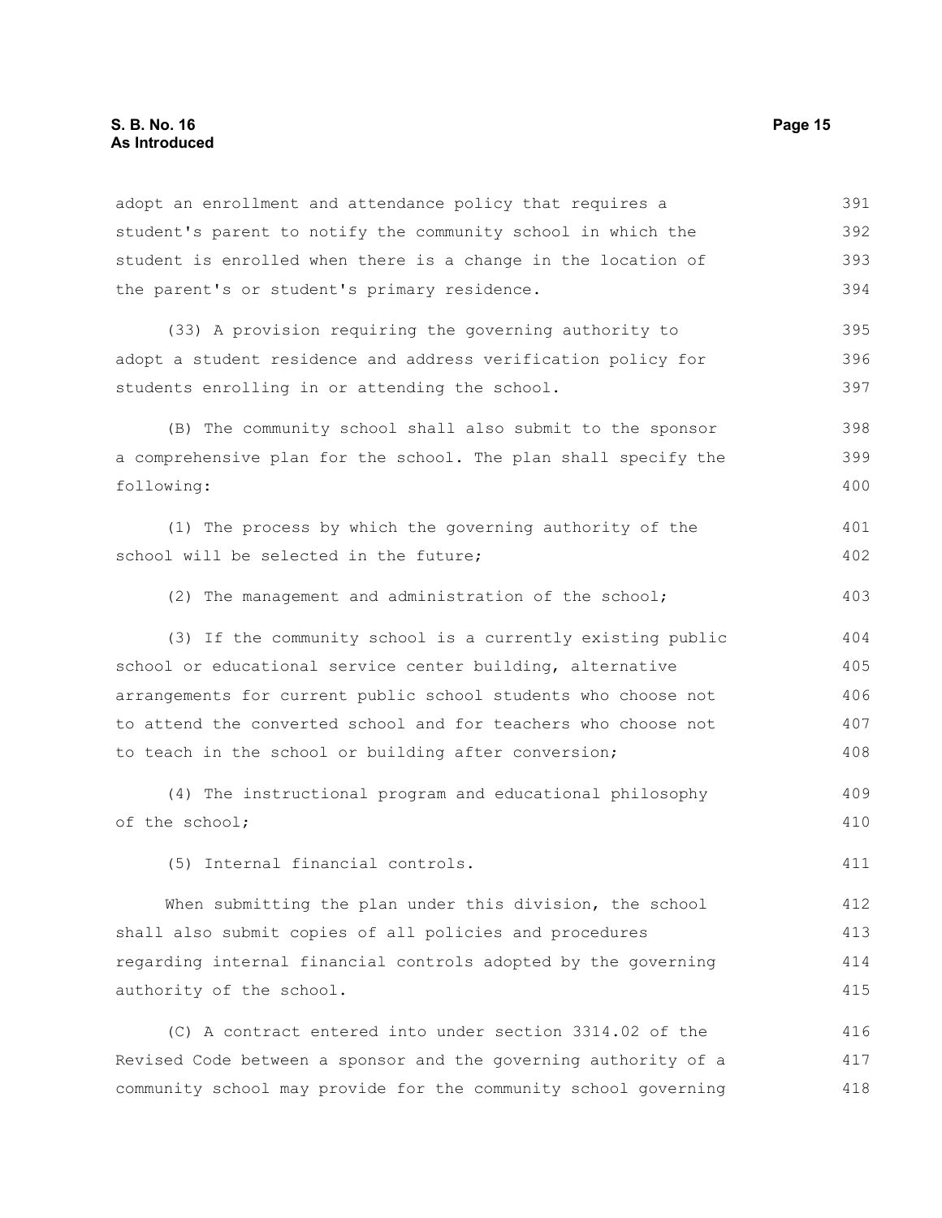adopt an enrollment and attendance policy that requires a student's parent to notify the community school in which the student is enrolled when there is a change in the location of the parent's or student's primary residence.

(33) A provision requiring the governing authority to adopt a student residence and address verification policy for students enrolling in or attending the school.

(B) The community school shall also submit to the sponsor a comprehensive plan for the school. The plan shall specify the following:

(1) The process by which the governing authority of the school will be selected in the future;

(2) The management and administration of the school;

(3) If the community school is a currently existing public school or educational service center building, alternative arrangements for current public school students who choose not to attend the converted school and for teachers who choose not to teach in the school or building after conversion;

(4) The instructional program and educational philosophy of the school;

(5) Internal financial controls.

When submitting the plan under this division, the school shall also submit copies of all policies and procedures regarding internal financial controls adopted by the governing authority of the school.

(C) A contract entered into under section 3314.02 of the Revised Code between a sponsor and the governing authority of a community school may provide for the community school governing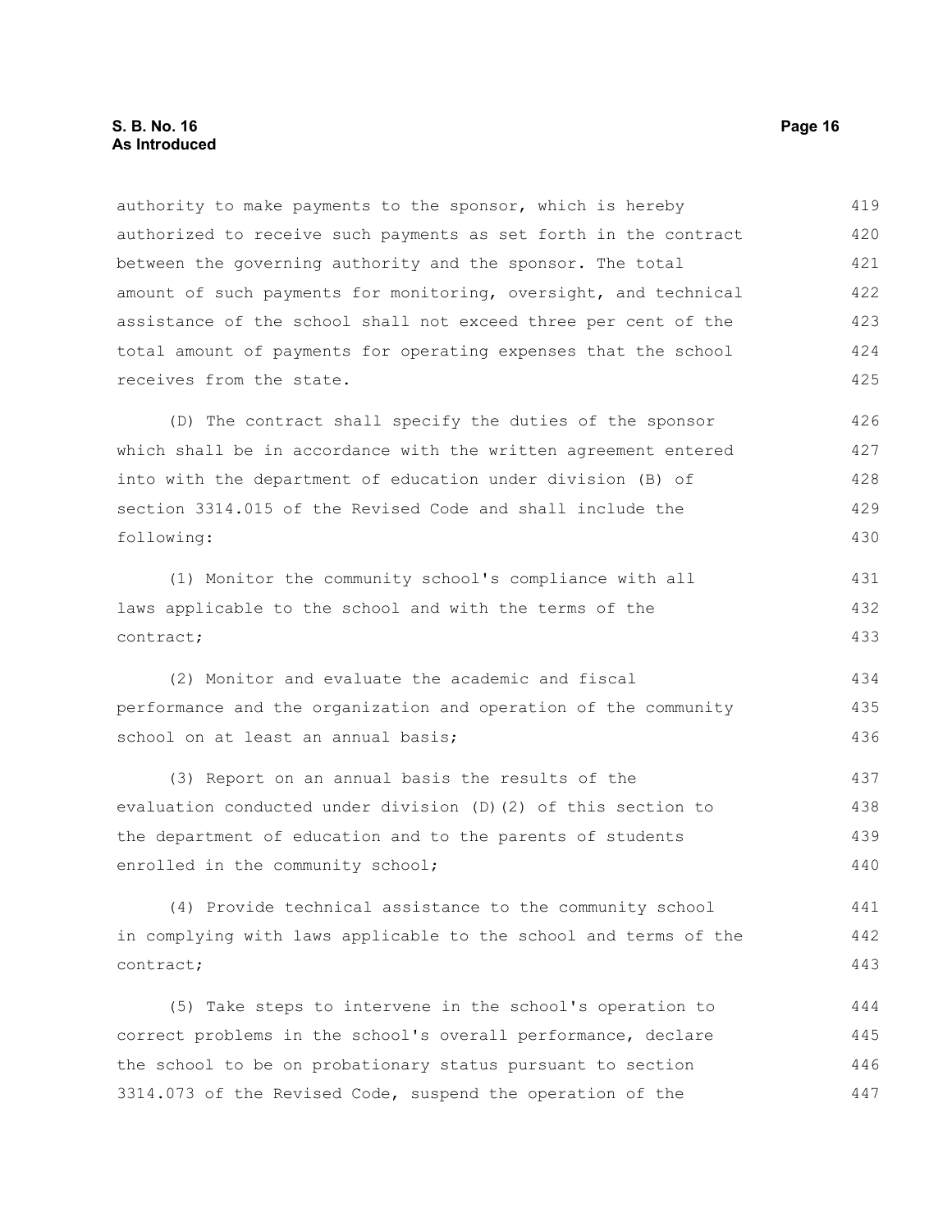authority to make payments to the sponsor, which is hereby authorized to receive such payments as set forth in the contract between the governing authority and the sponsor. The total amount of such payments for monitoring, oversight, and technical assistance of the school shall not exceed three per cent of the total amount of payments for operating expenses that the school receives from the state.

(D) The contract shall specify the duties of the sponsor which shall be in accordance with the written agreement entered into with the department of education under division (B) of section 3314.015 of the Revised Code and shall include the following:

(1) Monitor the community school's compliance with all laws applicable to the school and with the terms of the contract;

(2) Monitor and evaluate the academic and fiscal performance and the organization and operation of the community school on at least an annual basis;

(3) Report on an annual basis the results of the evaluation conducted under division (D)(2) of this section to the department of education and to the parents of students enrolled in the community school;

(4) Provide technical assistance to the community school in complying with laws applicable to the school and terms of the contract;

(5) Take steps to intervene in the school's operation to correct problems in the school's overall performance, declare the school to be on probationary status pursuant to section 3314.073 of the Revised Code, suspend the operation of the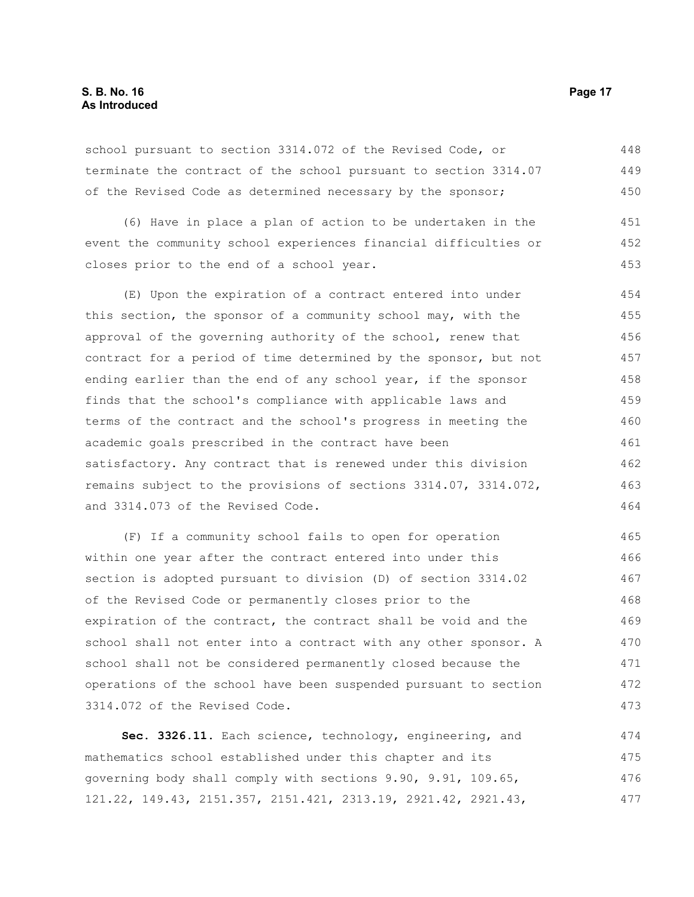school pursuant to section 3314.072 of the Revised Code, or terminate the contract of the school pursuant to section 3314.07 of the Revised Code as determined necessary by the sponsor;

(6) Have in place a plan of action to be undertaken in the event the community school experiences financial difficulties or closes prior to the end of a school year.

(E) Upon the expiration of a contract entered into under this section, the sponsor of a community school may, with the approval of the governing authority of the school, renew that contract for a period of time determined by the sponsor, but not ending earlier than the end of any school year, if the sponsor finds that the school's compliance with applicable laws and terms of the contract and the school's progress in meeting the academic goals prescribed in the contract have been satisfactory. Any contract that is renewed under this division remains subject to the provisions of sections 3314.07, 3314.072, and 3314.073 of the Revised Code.

(F) If a community school fails to open for operation within one year after the contract entered into under this section is adopted pursuant to division (D) of section 3314.02 of the Revised Code or permanently closes prior to the expiration of the contract, the contract shall be void and the school shall not enter into a contract with any other sponsor. A school shall not be considered permanently closed because the operations of the school have been suspended pursuant to section 3314.072 of the Revised Code.

**Sec. 3326.11.** Each science, technology, engineering, and mathematics school established under this chapter and its governing body shall comply with sections 9.90, 9.91, 109.65, 121.22, 149.43, 2151.357, 2151.421, 2313.19, 2921.42, 2921.43,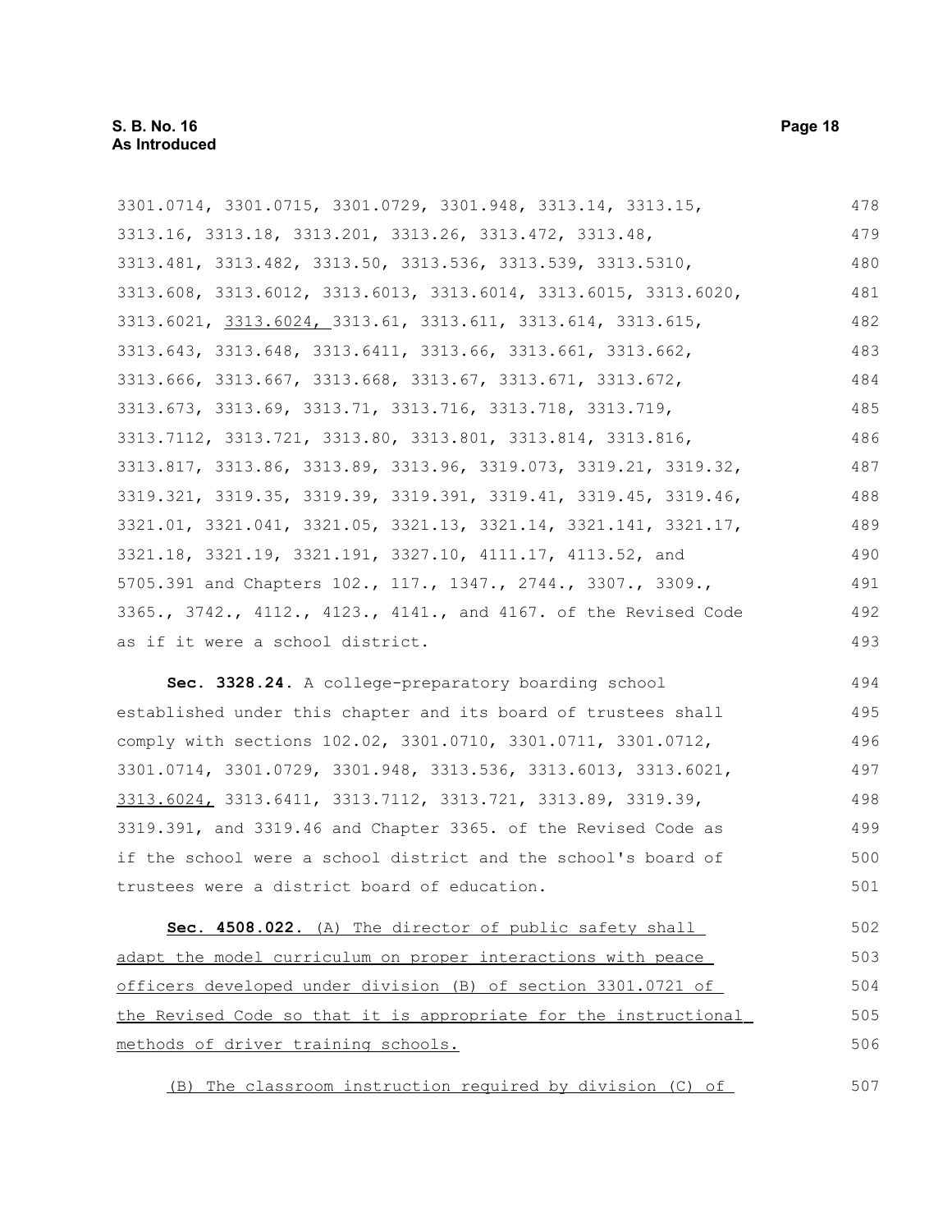3301.0714, 3301.0715, 3301.0729, 3301.948, 3313.14, 3313.15, 3313.16, 3313.18, 3313.201, 3313.26, 3313.472, 3313.48, 3313.481, 3313.482, 3313.50, 3313.536, 3313.539, 3313.5310, 3313.608, 3313.6012, 3313.6013, 3313.6014, 3313.6015, 3313.6020, 3313.6021, <u>3313.6024,</u> 3313.61, 3313.611, 3313.614, 3313.615, 3313.643, 3313.648, 3313.6411, 3313.66, 3313.661, 3313.662, 3313.666, 3313.667, 3313.668, 3313.67, 3313.671, 3313.672, 3313.673, 3313.69, 3313.71, 3313.716, 3313.718, 3313.719, 3313.7112, 3313.721, 3313.80, 3313.801, 3313.814, 3313.816, 3313.817, 3313.86, 3313.89, 3313.96, 3319.073, 3319.21, 3319.32, 3319.321, 3319.35, 3319.39, 3319.391, 3319.41, 3319.45, 3319.46, 3321.01, 3321.041, 3321.05, 3321.13, 3321.14, 3321.141, 3321.17, 3321.18, 3321.19, 3321.191, 3327.10, 4111.17, 4113.52, and 5705.391 and Chapters 102., 117., 1347., 2744., 3307., 3309., 3365., 3742., 4112., 4123., 4141., and 4167. of the Revised Code as if it were a school district.

**Sec. 3328.24.** A college-preparatory boarding school established under this chapter and its board of trustees shall comply with sections 102.02, 3301.0710, 3301.0711, 3301.0712, 3301.0714, 3301.0729, 3301.948, 3313.536, 3313.6013, 3313.6021, <u>3313.6024,</u> 3313.6411, 3313.7112, 3313.721, 3313.89, 3319.39, 3319.391, and 3319.46 and Chapter 3365. of the Revised Code as if the school were a school district and the school's board of trustees were a district board of education.

<u>**Sec. 4508.022.** (A) The director of public safety shall adapt the model curriculum on proper interactions with peace officers developed under division (B) of section 3301.0721 of the Revised Code so that it is appropriate for the instructional methods of driver training schools.</u>

<u>(B) The classroom instruction required by division (C) of</u>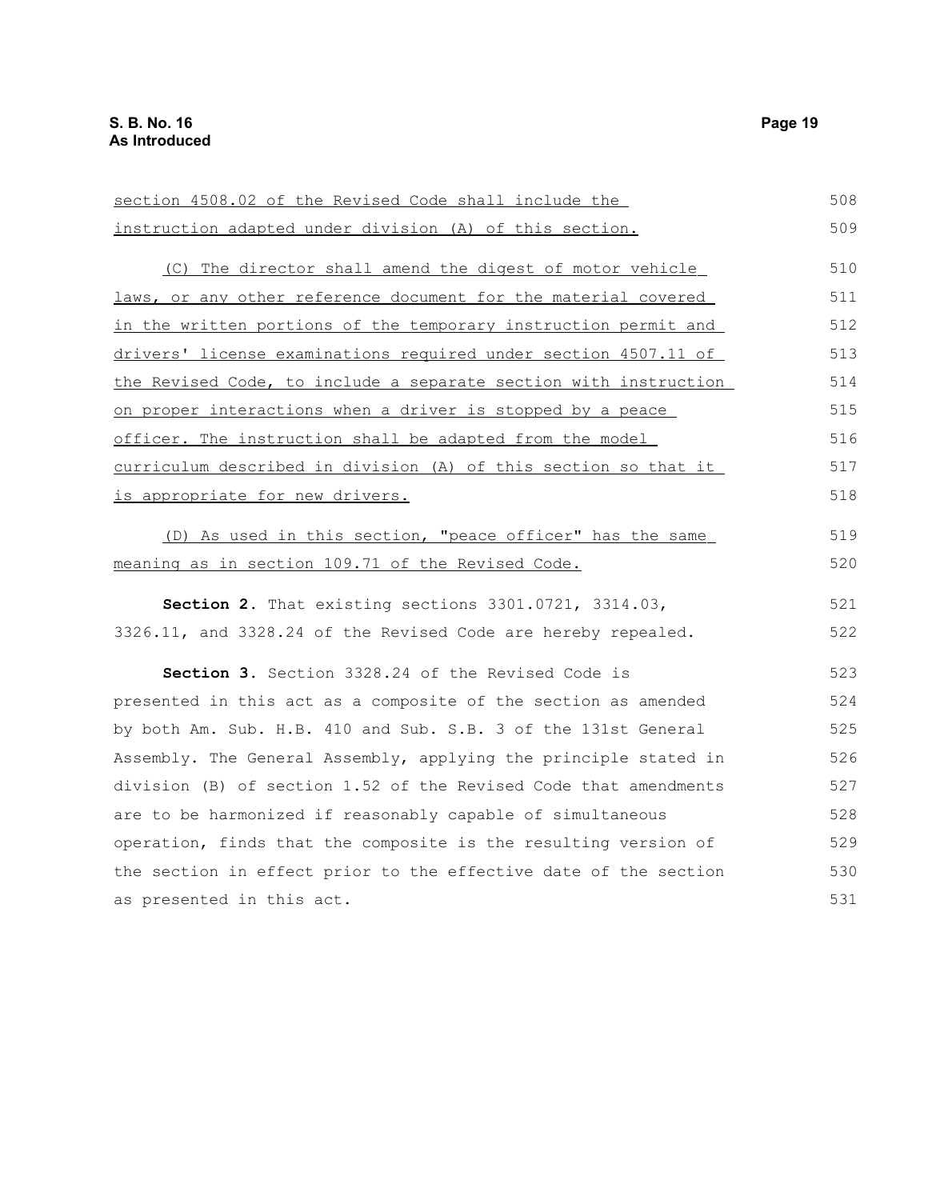section 4508.02 of the Revised Code shall include the instruction adapted under division (A) of this section.

(C) The director shall amend the digest of motor vehicle laws, or any other reference document for the material covered in the written portions of the temporary instruction permit and drivers' license examinations required under section 4507.11 of the Revised Code, to include a separate section with instruction on proper interactions when a driver is stopped by a peace officer. The instruction shall be adapted from the model curriculum described in division (A) of this section so that it is appropriate for new drivers.

(D) As used in this section, "peace officer" has the same meaning as in section 109.71 of the Revised Code.

**Section 2.** That existing sections 3301.0721, 3314.03, 3326.11, and 3328.24 of the Revised Code are hereby repealed.

**Section 3.** Section 3328.24 of the Revised Code is presented in this act as a composite of the section as amended by both Am. Sub. H.B. 410 and Sub. S.B. 3 of the 131st General Assembly. The General Assembly, applying the principle stated in division (B) of section 1.52 of the Revised Code that amendments are to be harmonized if reasonably capable of simultaneous operation, finds that the composite is the resulting version of the section in effect prior to the effective date of the section as presented in this act.